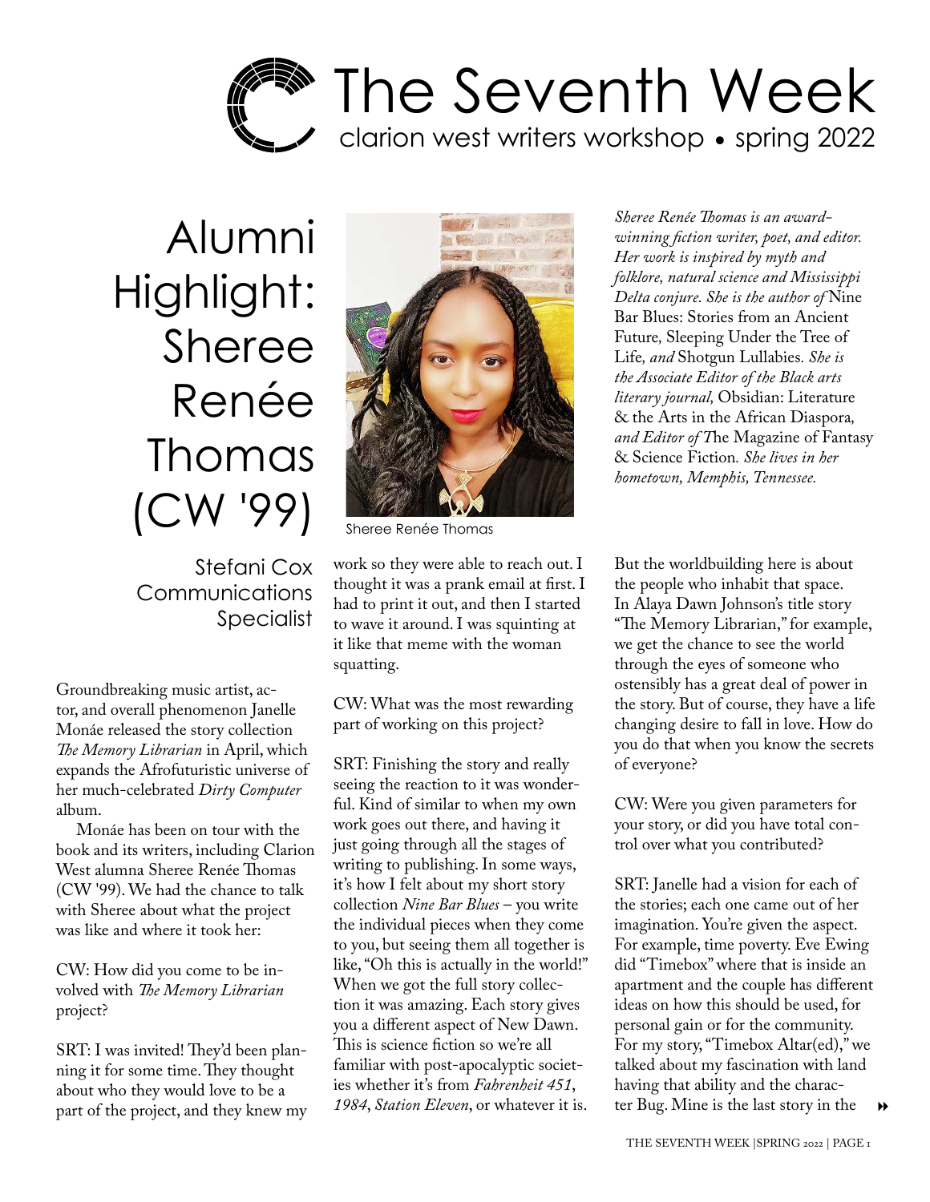# The Seventh Week

clarion west writers workshop • spring 2022

## Alumni Highlight: Sheree Renée Thomas (CW '99)

Stefani Cox
Communications Specialist

Sheree Renée Thomas

*Sheree Renée Thomas is an award-winning fiction writer, poet, and editor. Her work is inspired by myth and folklore, natural science and Mississippi Delta conjure. She is the author of* Nine Bar Blues: Stories from an Ancient Future, Sleeping Under the Tree of Life, *and* Shotgun Lullabies. *She is the Associate Editor of the Black arts literary journal,* Obsidian: Literature & the Arts in the African Diaspora, *and Editor of* The Magazine of Fantasy & Science Fiction. *She lives in her hometown, Memphis, Tennessee.*

Groundbreaking music artist, actor, and overall phenomenon Janelle Monáe released the story collection *The Memory Librarian* in April, which expands the Afrofuturistic universe of her much-celebrated *Dirty Computer* album.

Monáe has been on tour with the book and its writers, including Clarion West alumna Sheree Renée Thomas (CW '99). We had the chance to talk with Sheree about what the project was like and where it took her:

CW: How did you come to be involved with *The Memory Librarian* project?

SRT: I was invited! They'd been planning it for some time. They thought about who they would love to be a part of the project, and they knew my work so they were able to reach out. I thought it was a prank email at first. I had to print it out, and then I started to wave it around. I was squinting at it like that meme with the woman squatting.

CW: What was the most rewarding part of working on this project?

SRT: Finishing the story and really seeing the reaction to it was wonderful. Kind of similar to when my own work goes out there, and having it just going through all the stages of writing to publishing. In some ways, it's how I felt about my short story collection *Nine Bar Blues* – you write the individual pieces when they come to you, but seeing them all together is like, "Oh this is actually in the world!" When we got the full story collection it was amazing. Each story gives you a different aspect of New Dawn. This is science fiction so we're all familiar with post-apocalyptic societies whether it's from *Fahrenheit 451*, *1984*, *Station Eleven*, or whatever it is. But the worldbuilding here is about the people who inhabit that space. In Alaya Dawn Johnson's title story "The Memory Librarian," for example, we get the chance to see the world through the eyes of someone who ostensibly has a great deal of power in the story. But of course, they have a life changing desire to fall in love. How do you do that when you know the secrets of everyone?

CW: Were you given parameters for your story, or did you have total control over what you contributed?

SRT: Janelle had a vision for each of the stories; each one came out of her imagination. You're given the aspect. For example, time poverty. Eve Ewing did "Timebox" where that is inside an apartment and the couple has different ideas on how this should be used, for personal gain or for the community. For my story, "Timebox Altar(ed)," we talked about my fascination with land having that ability and the character Bug. Mine is the last story in the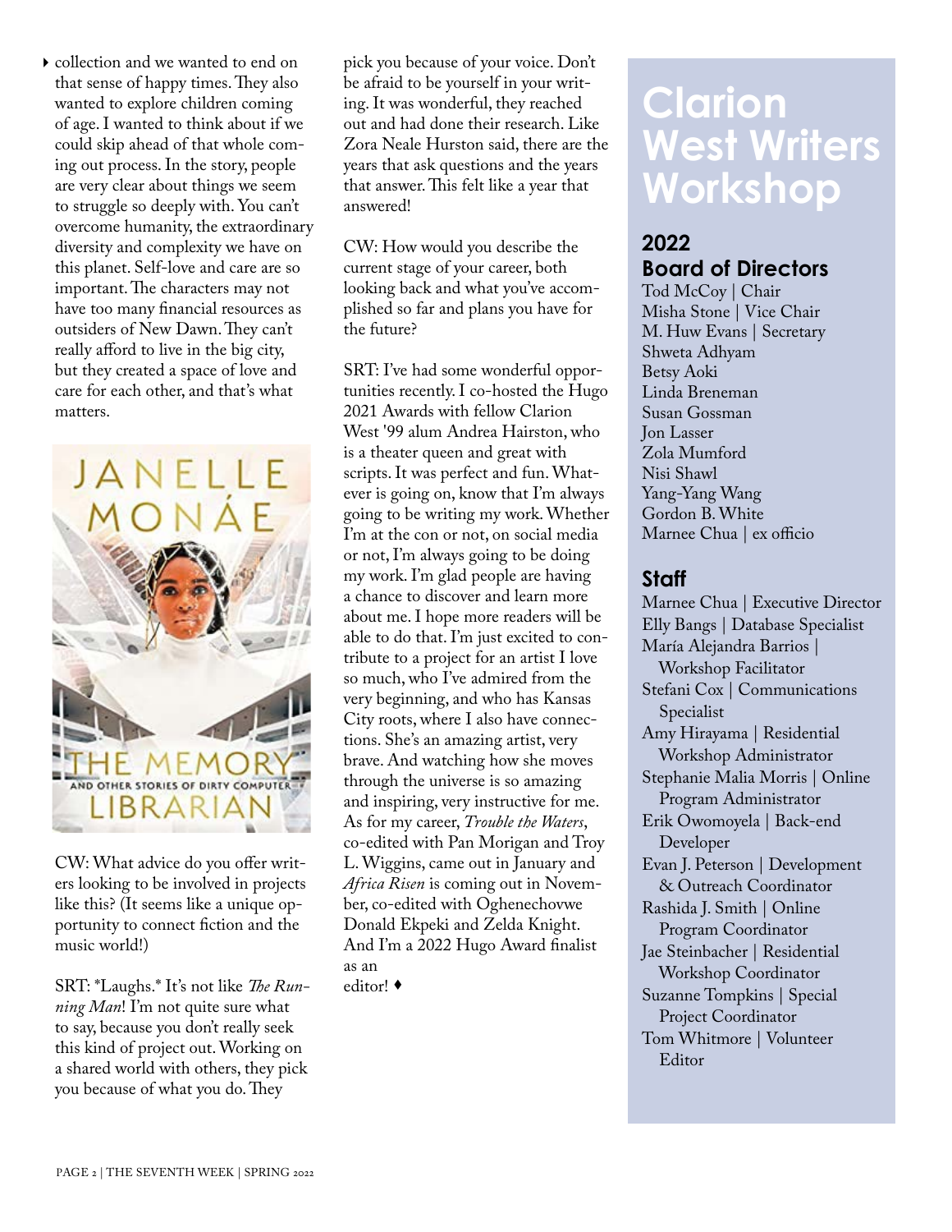collection and we wanted to end on that sense of happy times. They also wanted to explore children coming of age. I wanted to think about if we could skip ahead of that whole coming out process. In the story, people are very clear about things we seem to struggle so deeply with. You can't overcome humanity, the extraordinary diversity and complexity we have on this planet. Self-love and care are so important. The characters may not have too many financial resources as outsiders of New Dawn. They can't really afford to live in the big city, but they created a space of love and care for each other, and that's what matters.

CW: What advice do you offer writers looking to be involved in projects like this? (It seems like a unique opportunity to connect fiction and the music world!)

SRT: *Laughs.* It's not like *The Running Man*! I'm not quite sure what to say, because you don't really seek this kind of project out. Working on a shared world with others, they pick you because of what you do. They pick you because of your voice. Don't be afraid to be yourself in your writing. It was wonderful, they reached out and had done their research. Like Zora Neale Hurston said, there are the years that ask questions and the years that answer. This felt like a year that answered!

CW: How would you describe the current stage of your career, both looking back and what you've accomplished so far and plans you have for the future?

SRT: I've had some wonderful opportunities recently. I co-hosted the Hugo 2021 Awards with fellow Clarion West '99 alum Andrea Hairston, who is a theater queen and great with scripts. It was perfect and fun. Whatever is going on, know that I'm always going to be writing my work. Whether I'm at the con or not, on social media or not, I'm always going to be doing my work. I'm glad people are having a chance to discover and learn more about me. I hope more readers will be able to do that. I'm just excited to contribute to a project for an artist I love so much, who I've admired from the very beginning, and who has Kansas City roots, where I also have connections. She's an amazing artist, very brave. And watching how she moves through the universe is so amazing and inspiring, very instructive for me. As for my career, *Trouble the Waters*, co-edited with Pan Morigan and Troy L. Wiggins, came out in January and *Africa Risen* is coming out in November, co-edited with Oghenechovwe Donald Ekpeki and Zelda Knight. And I'm a 2022 Hugo Award finalist as an editor! ♦

# Clarion West Writers Workshop

## 2022 Board of Directors

Tod McCoy | Chair
Misha Stone | Vice Chair
M. Huw Evans | Secretary
Shweta Adhyam
Betsy Aoki
Linda Breneman
Susan Gossman
Jon Lasser
Zola Mumford
Nisi Shawl
Yang-Yang Wang
Gordon B. White
Marnee Chua | ex officio

## Staff

Marnee Chua | Executive Director
Elly Bangs | Database Specialist
María Alejandra Barrios | Workshop Facilitator
Stefani Cox | Communications Specialist
Amy Hirayama | Residential Workshop Administrator
Stephanie Malia Morris | Online Program Administrator
Erik Owomoyela | Back-end Developer
Evan J. Peterson | Development & Outreach Coordinator
Rashida J. Smith | Online Program Coordinator
Jae Steinbacher | Residential Workshop Coordinator
Suzanne Tompkins | Special Project Coordinator
Tom Whitmore | Volunteer Editor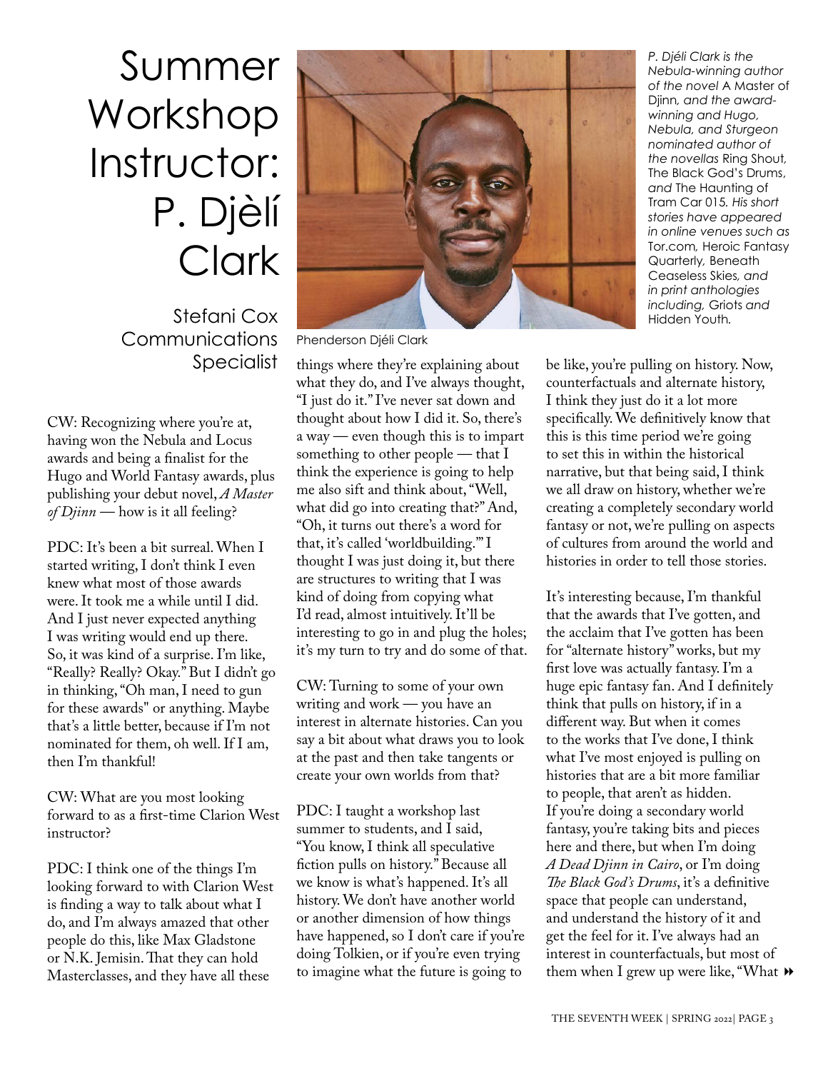# Summer Workshop Instructor: P. Djèlí Clark

Stefani Cox
Communications Specialist

Phenderson Djéli Clark

*P. Djéli Clark is the Nebula-winning author of the novel* A Master of Djinn*, and the award-winning and Hugo, Nebula, and Sturgeon nominated author of the novellas* Ring Shout*,* The Black God's Drums*, and* The Haunting of Tram Car 015*. His short stories have appeared in online venues such as* Tor.com*,* Heroic Fantasy Quarterly*,* Beneath Ceaseless Skies*, and in print anthologies including,* Griots *and* Hidden Youth*.*

CW: Recognizing where you're at, having won the Nebula and Locus awards and being a finalist for the Hugo and World Fantasy awards, plus publishing your debut novel, *A Master of Djinn* — how is it all feeling?

PDC: It's been a bit surreal. When I started writing, I don't think I even knew what most of those awards were. It took me a while until I did. And I just never expected anything I was writing would end up there. So, it was kind of a surprise. I'm like, "Really? Really? Okay." But I didn't go in thinking, "Oh man, I need to gun for these awards" or anything. Maybe that's a little better, because if I'm not nominated for them, oh well. If I am, then I'm thankful!

CW: What are you most looking forward to as a first-time Clarion West instructor?

PDC: I think one of the things I'm looking forward to with Clarion West is finding a way to talk about what I do, and I'm always amazed that other people do this, like Max Gladstone or N.K. Jemisin. That they can hold Masterclasses, and they have all these things where they're explaining about what they do, and I've always thought, "I just do it." I've never sat down and thought about how I did it. So, there's a way — even though this is to impart something to other people — that I think the experience is going to help me also sift and think about, "Well, what did go into creating that?" And, "Oh, it turns out there's a word for that, it's called 'worldbuilding.'" I thought I was just doing it, but there are structures to writing that I was kind of doing from copying what I'd read, almost intuitively. It'll be interesting to go in and plug the holes; it's my turn to try and do some of that.

CW: Turning to some of your own writing and work — you have an interest in alternate histories. Can you say a bit about what draws you to look at the past and then take tangents or create your own worlds from that?

PDC: I taught a workshop last summer to students, and I said, "You know, I think all speculative fiction pulls on history." Because all we know is what's happened. It's all history. We don't have another world or another dimension of how things have happened, so I don't care if you're doing Tolkien, or if you're even trying to imagine what the future is going to be like, you're pulling on history. Now, counterfactuals and alternate history, I think they just do it a lot more specifically. We definitively know that this is this time period we're going to set this in within the historical narrative, but that being said, I think we all draw on history, whether we're creating a completely secondary world fantasy or not, we're pulling on aspects of cultures from around the world and histories in order to tell those stories.

It's interesting because, I'm thankful that the awards that I've gotten, and the acclaim that I've gotten has been for "alternate history" works, but my first love was actually fantasy. I'm a huge epic fantasy fan. And I definitely think that pulls on history, if in a different way. But when it comes to the works that I've done, I think what I've most enjoyed is pulling on histories that are a bit more familiar to people, that aren't as hidden. If you're doing a secondary world fantasy, you're taking bits and pieces here and there, but when I'm doing *A Dead Djinn in Cairo*, or I'm doing *The Black God's Drums*, it's a definitive space that people can understand, and understand the history of it and get the feel for it. I've always had an interest in counterfactuals, but most of them when I grew up were like, "What ⏩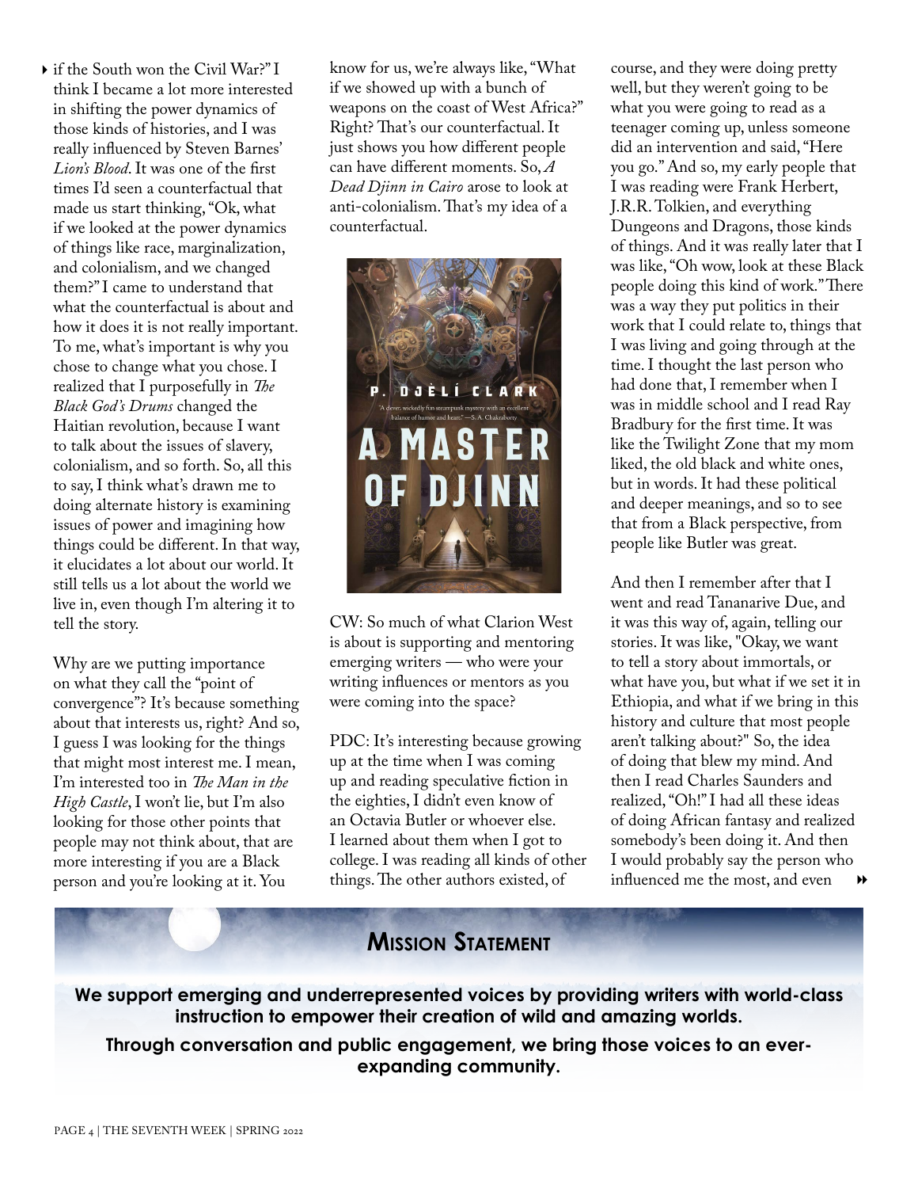if the South won the Civil War?" I think I became a lot more interested in shifting the power dynamics of those kinds of histories, and I was really influenced by Steven Barnes' *Lion's Blood*. It was one of the first times I'd seen a counterfactual that made us start thinking, "Ok, what if we looked at the power dynamics of things like race, marginalization, and colonialism, and we changed them?" I came to understand that what the counterfactual is about and how it does it is not really important. To me, what's important is why you chose to change what you chose. I realized that I purposefully in *The Black God's Drums* changed the Haitian revolution, because I want to talk about the issues of slavery, colonialism, and so forth. So, all this to say, I think what's drawn me to doing alternate history is examining issues of power and imagining how things could be different. In that way, it elucidates a lot about our world. It still tells us a lot about the world we live in, even though I'm altering it to tell the story.

Why are we putting importance on what they call the "point of convergence"? It's because something about that interests us, right? And so, I guess I was looking for the things that might most interest me. I mean, I'm interested too in *The Man in the High Castle*, I won't lie, but I'm also looking for those other points that people may not think about, that are more interesting if you are a Black person and you're looking at it. You know for us, we're always like, "What if we showed up with a bunch of weapons on the coast of West Africa?" Right? That's our counterfactual. It just shows you how different people can have different moments. So, *A Dead Djinn in Cairo* arose to look at anti-colonialism. That's my idea of a counterfactual.

CW: So much of what Clarion West is about is supporting and mentoring emerging writers — who were your writing influences or mentors as you were coming into the space?

PDC: It's interesting because growing up at the time when I was coming up and reading speculative fiction in the eighties, I didn't even know of an Octavia Butler or whoever else. I learned about them when I got to college. I was reading all kinds of other things. The other authors existed, of course, and they were doing pretty well, but they weren't going to be what you were going to read as a teenager coming up, unless someone did an intervention and said, "Here you go." And so, my early people that I was reading were Frank Herbert, J.R.R. Tolkien, and everything Dungeons and Dragons, those kinds of things. And it was really later that I was like, "Oh wow, look at these Black people doing this kind of work." There was a way they put politics in their work that I could relate to, things that I was living and going through at the time. I thought the last person who had done that, I remember when I was in middle school and I read Ray Bradbury for the first time. It was like the Twilight Zone that my mom liked, the old black and white ones, but in words. It had these political and deeper meanings, and so to see that from a Black perspective, from people like Butler was great.

And then I remember after that I went and read Tananarive Due, and it was this way of, again, telling our stories. It was like, "Okay, we want to tell a story about immortals, or what have you, but what if we set it in Ethiopia, and what if we bring in this history and culture that most people aren't talking about?" So, the idea of doing that blew my mind. And then I read Charles Saunders and realized, "Oh!" I had all these ideas of doing African fantasy and realized somebody's been doing it. And then I would probably say the person who influenced me the most, and even

## Mission Statement

**We support emerging and underrepresented voices by providing writers with world-class instruction to empower their creation of wild and amazing worlds.**

**Through conversation and public engagement, we bring those voices to an ever-expanding community.**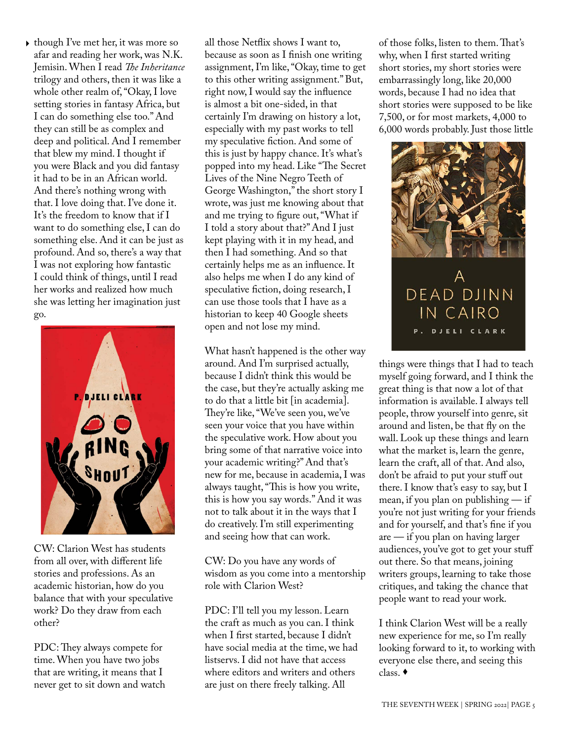though I've met her, it was more so afar and reading her work, was N.K. Jemisin. When I read *The Inheritance* trilogy and others, then it was like a whole other realm of, "Okay, I love setting stories in fantasy Africa, but I can do something else too." And they can still be as complex and deep and political. And I remember that blew my mind. I thought if you were Black and you did fantasy it had to be in an African world. And there's nothing wrong with that. I love doing that. I've done it. It's the freedom to know that if I want to do something else, I can do something else. And it can be just as profound. And so, there's a way that I was not exploring how fantastic I could think of things, until I read her works and realized how much she was letting her imagination just go.

CW: Clarion West has students from all over, with different life stories and professions. As an academic historian, how do you balance that with your speculative work? Do they draw from each other?

PDC: They always compete for time. When you have two jobs that are writing, it means that I never get to sit down and watch all those Netflix shows I want to, because as soon as I finish one writing assignment, I'm like, "Okay, time to get to this other writing assignment." But, right now, I would say the influence is almost a bit one-sided, in that certainly I'm drawing on history a lot, especially with my past works to tell my speculative fiction. And some of this is just by happy chance. It's what's popped into my head. Like "The Secret Lives of the Nine Negro Teeth of George Washington," the short story I wrote, was just me knowing about that and me trying to figure out, "What if I told a story about that?" And I just kept playing with it in my head, and then I had something. And so that certainly helps me as an influence. It also helps me when I do any kind of speculative fiction, doing research, I can use those tools that I have as a historian to keep 40 Google sheets open and not lose my mind.

What hasn't happened is the other way around. And I'm surprised actually, because I didn't think this would be the case, but they're actually asking me to do that a little bit [in academia]. They're like, "We've seen you, we've seen your voice that you have within the speculative work. How about you bring some of that narrative voice into your academic writing?" And that's new for me, because in academia, I was always taught, "This is how you write, this is how you say words." And it was not to talk about it in the ways that I do creatively. I'm still experimenting and seeing how that can work.

CW: Do you have any words of wisdom as you come into a mentorship role with Clarion West?

PDC: I'll tell you my lesson. Learn the craft as much as you can. I think when I first started, because I didn't have social media at the time, we had listservs. I did not have that access where editors and writers and others are just on there freely talking. All of those folks, listen to them. That's why, when I first started writing short stories, my short stories were embarrassingly long, like 20,000 words, because I had no idea that short stories were supposed to be like 7,500, or for most markets, 4,000 to 6,000 words probably. Just those little things were things that I had to teach myself going forward, and I think the great thing is that now a lot of that information is available. I always tell people, throw yourself into genre, sit around and listen, be that fly on the wall. Look up these things and learn what the market is, learn the genre, learn the craft, all of that. And also, don't be afraid to put your stuff out there. I know that's easy to say, but I mean, if you plan on publishing — if you're not just writing for your friends and for yourself, and that's fine if you are — if you plan on having larger audiences, you've got to get your stuff out there. So that means, joining writers groups, learning to take those critiques, and taking the chance that people want to read your work.

I think Clarion West will be a really new experience for me, so I'm really looking forward to it, to working with everyone else there, and seeing this class. ♦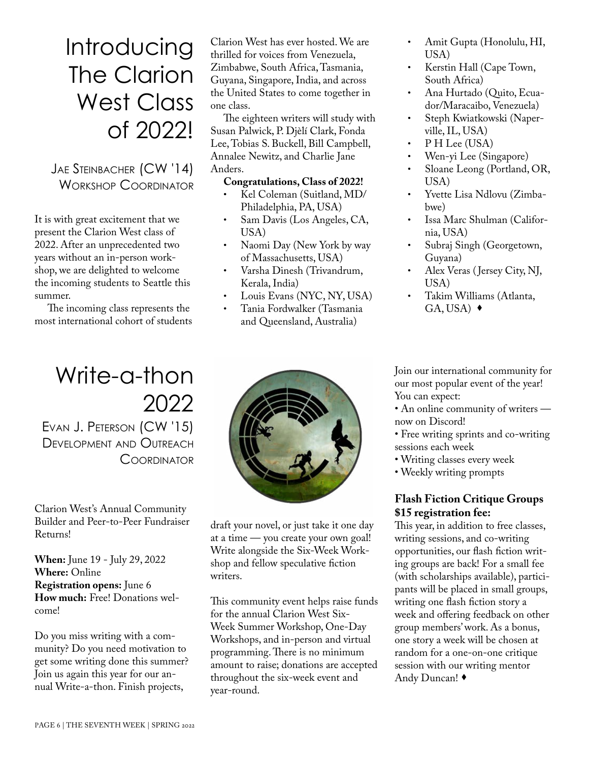# Introducing The Clarion West Class of 2022!

## Jae Steinbacher (CW '14) Workshop Coordinator

It is with great excitement that we present the Clarion West class of 2022. After an unprecedented two years without an in-person workshop, we are delighted to welcome the incoming students to Seattle this summer.

The incoming class represents the most international cohort of students Clarion West has ever hosted. We are thrilled for voices from Venezuela, Zimbabwe, South Africa, Tasmania, Guyana, Singapore, India, and across the United States to come together in one class.

The eighteen writers will study with Susan Palwick, P. Djèlí Clark, Fonda Lee, Tobias S. Buckell, Bill Campbell, Annalee Newitz, and Charlie Jane Anders.

**Congratulations, Class of 2022!**

- Kel Coleman (Suitland, MD/ Philadelphia, PA, USA)
- Sam Davis (Los Angeles, CA, USA)
- Naomi Day (New York by way of Massachusetts, USA)
- Varsha Dinesh (Trivandrum, Kerala, India)
- Louis Evans (NYC, NY, USA)
- Tania Fordwalker (Tasmania and Queensland, Australia)
- Amit Gupta (Honolulu, HI, USA)
- Kerstin Hall (Cape Town, South Africa)
- Ana Hurtado (Quito, Ecuador/Maracaibo, Venezuela)
- Steph Kwiatkowski (Naperville, IL, USA)
- P H Lee (USA)
- Wen-yi Lee (Singapore)
- Sloane Leong (Portland, OR, USA)
- Yvette Lisa Ndlovu (Zimbabwe)
- Issa Marc Shulman (California, USA)
- Subraj Singh (Georgetown, Guyana)
- Alex Veras (Jersey City, NJ, USA)
- Takim Williams (Atlanta, GA, USA) ♦

# Write-a-thon 2022

## Evan J. Peterson (CW '15) Development and Outreach Coordinator

Clarion West's Annual Community Builder and Peer-to-Peer Fundraiser Returns!

**When:** June 19 - July 29, 2022
**Where:** Online
**Registration opens:** June 6
**How much:** Free! Donations welcome!

Do you miss writing with a community? Do you need motivation to get some writing done this summer? Join us again this year for our annual Write-a-thon. Finish projects, draft your novel, or just take it one day at a time — you create your own goal! Write alongside the Six-Week Workshop and fellow speculative fiction writers.

This community event helps raise funds for the annual Clarion West Six-Week Summer Workshop, One-Day Workshops, and in-person and virtual programming. There is no minimum amount to raise; donations are accepted throughout the six-week event and year-round.

Join our international community for our most popular event of the year! You can expect:

- An online community of writers — now on Discord!
- Free writing sprints and co-writing sessions each week
- Writing classes every week
- Weekly writing prompts

**Flash Fiction Critique Groups $15 registration fee:**
This year, in addition to free classes, writing sessions, and co-writing opportunities, our flash fiction writing groups are back! For a small fee (with scholarships available), participants will be placed in small groups, writing one flash fiction story a week and offering feedback on other group members' work. As a bonus, one story a week will be chosen at random for a one-on-one critique session with our writing mentor Andy Duncan! ♦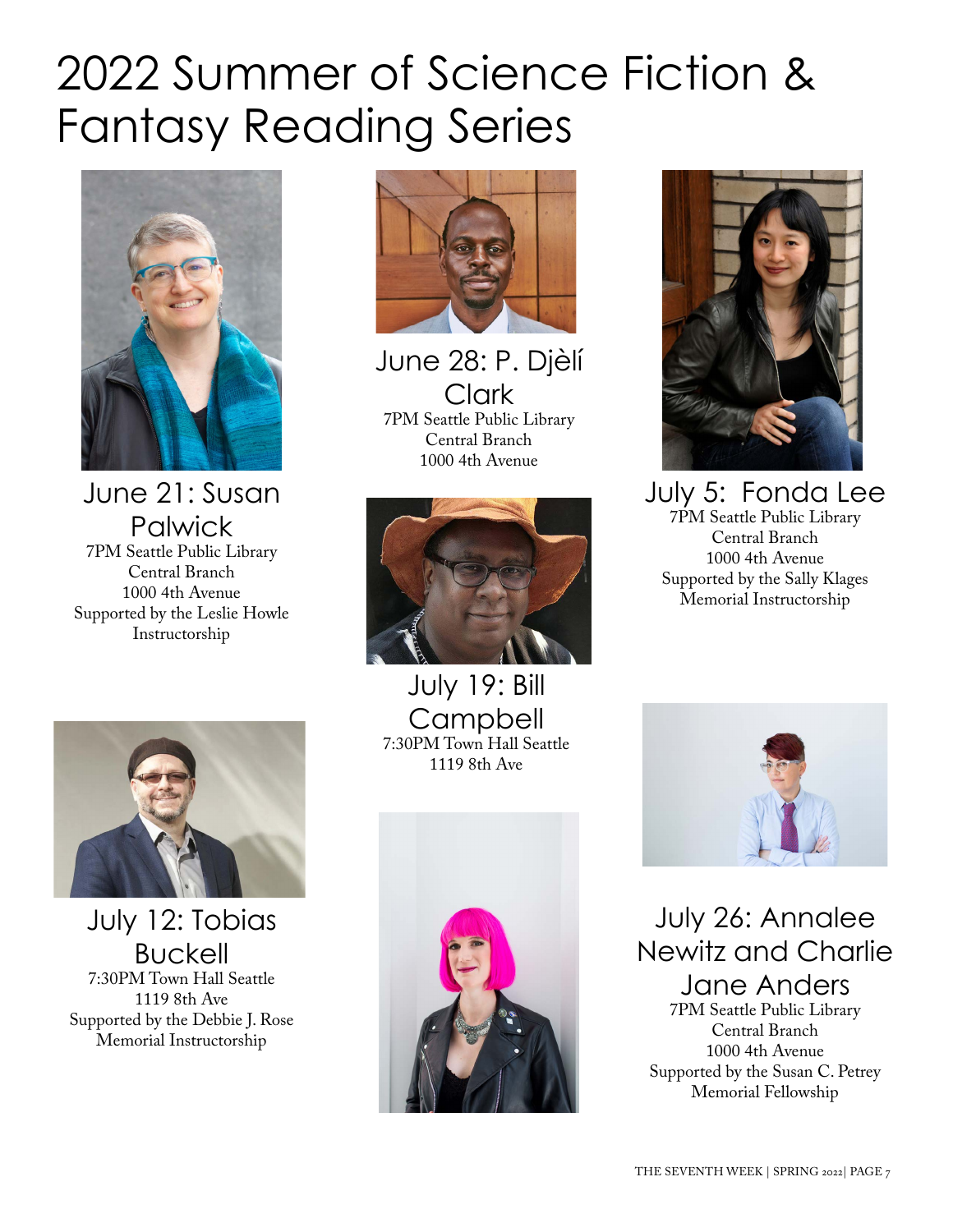# 2022 Summer of Science Fiction & Fantasy Reading Series

### June 21: Susan Palwick

7PM Seattle Public Library
Central Branch
1000 4th Avenue
Supported by the Leslie Howle Instructorship

### June 28: P. Djèlí Clark

7PM Seattle Public Library
Central Branch
1000 4th Avenue

### July 5: Fonda Lee

7PM Seattle Public Library
Central Branch
1000 4th Avenue
Supported by the Sally Klages Memorial Instructorship

### July 12: Tobias Buckell

7:30PM Town Hall Seattle
1119 8th Ave
Supported by the Debbie J. Rose Memorial Instructorship

### July 19: Bill Campbell

7:30PM Town Hall Seattle
1119 8th Ave

### July 26: Annalee Newitz and Charlie Jane Anders

7PM Seattle Public Library
Central Branch
1000 4th Avenue
Supported by the Susan C. Petrey Memorial Fellowship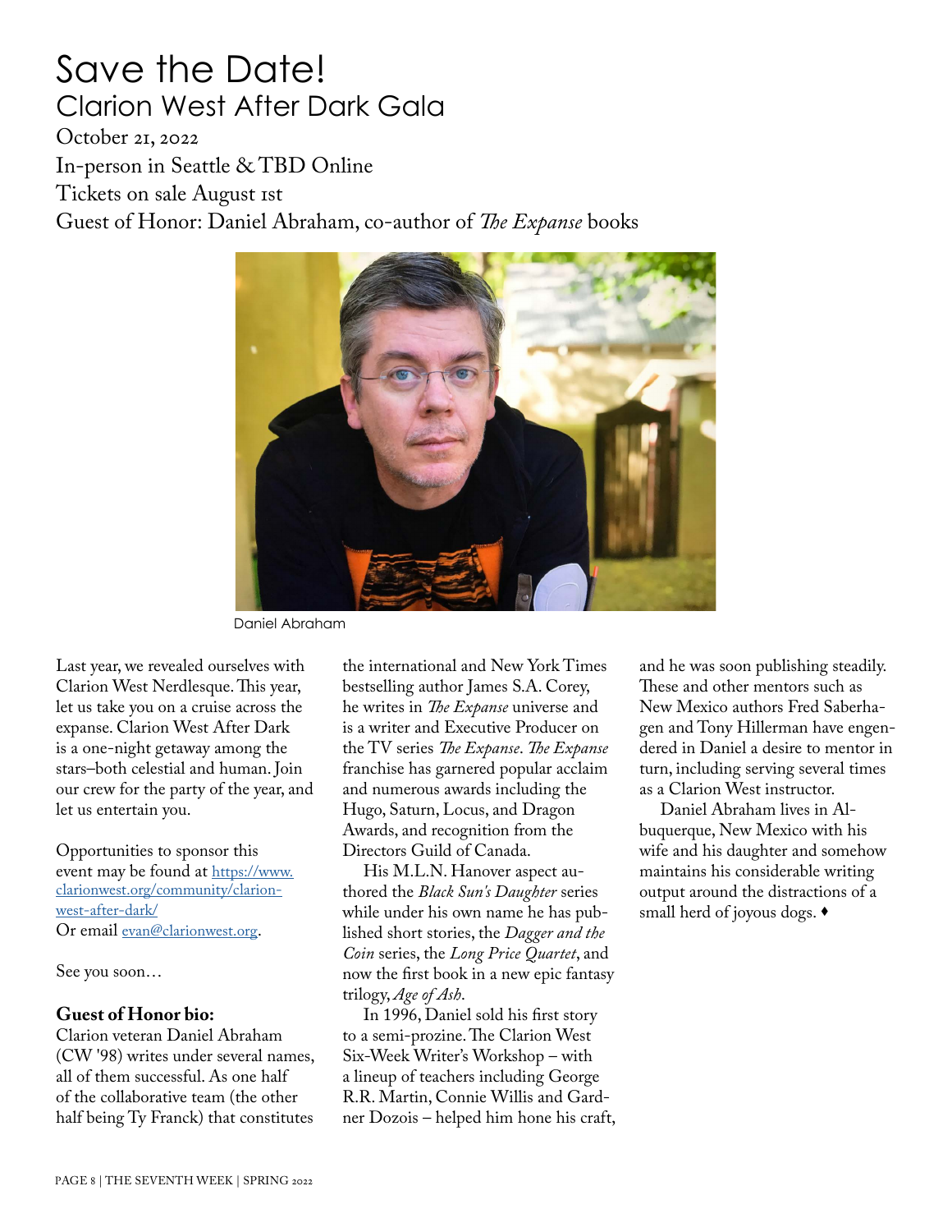# Save the Date!

## Clarion West After Dark Gala

October 21, 2022
In-person in Seattle & TBD Online
Tickets on sale August 1st
Guest of Honor: Daniel Abraham, co-author of *The Expanse* books

Daniel Abraham

Last year, we revealed ourselves with Clarion West Nerdlesque. This year, let us take you on a cruise across the expanse. Clarion West After Dark is a one-night getaway among the stars–both celestial and human. Join our crew for the party of the year, and let us entertain you.

Opportunities to sponsor this event may be found at [https://www.clarionwest.org/community/clarion-west-after-dark/](https://www.clarionwest.org/community/clarion-west-after-dark/)
Or email [evan@clarionwest.org](mailto:evan@clarionwest.org).

See you soon…

**Guest of Honor bio:**
Clarion veteran Daniel Abraham (CW '98) writes under several names, all of them successful. As one half of the collaborative team (the other half being Ty Franck) that constitutes the international and New York Times bestselling author James S.A. Corey, he writes in *The Expanse* universe and is a writer and Executive Producer on the TV series *The Expanse*. *The Expanse* franchise has garnered popular acclaim and numerous awards including the Hugo, Saturn, Locus, and Dragon Awards, and recognition from the Directors Guild of Canada.

His M.L.N. Hanover aspect authored the *Black Sun's Daughter* series while under his own name he has published short stories, the *Dagger and the Coin* series, the *Long Price Quartet*, and now the first book in a new epic fantasy trilogy, *Age of Ash*.

In 1996, Daniel sold his first story to a semi-prozine. The Clarion West Six-Week Writer's Workshop – with a lineup of teachers including George R.R. Martin, Connie Willis and Gardner Dozois – helped him hone his craft, and he was soon publishing steadily. These and other mentors such as New Mexico authors Fred Saberhagen and Tony Hillerman have engendered in Daniel a desire to mentor in turn, including serving several times as a Clarion West instructor.

Daniel Abraham lives in Albuquerque, New Mexico with his wife and his daughter and somehow maintains his considerable writing output around the distractions of a small herd of joyous dogs. ♦